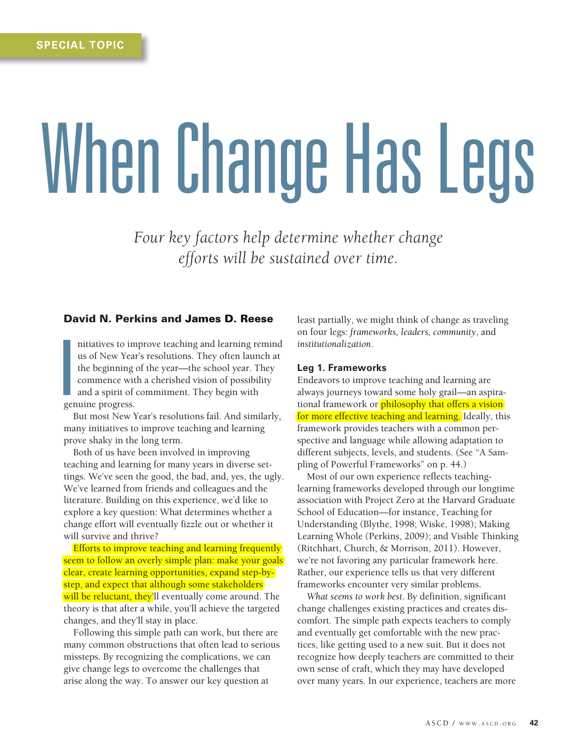SPECIAL TOPIC

# When Change Has Legs

*Four key factors help determine whether change efforts will be sustained over time.*

**David N. Perkins and James D. Reese**

Initiatives to improve teaching and learning remind us of New Year's resolutions. They often launch at the beginning of the year—the school year. They commence with a cherished vision of possibility and a spirit of commitment. They begin with genuine progress.

But most New Year's resolutions fail. And similarly, many initiatives to improve teaching and learning prove shaky in the long term.

Both of us have been involved in improving teaching and learning for many years in diverse settings. We've seen the good, the bad, and, yes, the ugly. We've learned from friends and colleagues and the literature. Building on this experience, we'd like to explore a key question: What determines whether a change effort will eventually fizzle out or whether it will survive and thrive?

Efforts to improve teaching and learning frequently seem to follow an overly simple plan: make your goals clear, create learning opportunities, expand step-by-step, and expect that although some stakeholders will be reluctant, they'll eventually come around. The theory is that after a while, you'll achieve the targeted changes, and they'll stay in place.

Following this simple path can work, but there are many common obstructions that often lead to serious missteps. By recognizing the complications, we can give change legs to overcome the challenges that arise along the way. To answer our key question at least partially, we might think of change as traveling on four legs: *frameworks, leaders, community*, and *institutionalization*.

## Leg 1. Frameworks

Endeavors to improve teaching and learning are always journeys toward some holy grail—an aspirational framework or philosophy that offers a vision for more effective teaching and learning. Ideally, this framework provides teachers with a common perspective and language while allowing adaptation to different subjects, levels, and students. (See "A Sampling of Powerful Frameworks" on p. 44.)

Most of our own experience reflects teaching-learning frameworks developed through our longtime association with Project Zero at the Harvard Graduate School of Education—for instance, Teaching for Understanding (Blythe, 1998; Wiske, 1998); Making Learning Whole (Perkins, 2009); and Visible Thinking (Ritchhart, Church, & Morrison, 2011). However, we're not favoring any particular framework here. Rather, our experience tells us that very different frameworks encounter very similar problems.

*What seems to work best*. By definition, significant change challenges existing practices and creates discomfort. The simple path expects teachers to comply and eventually get comfortable with the new practices, like getting used to a new suit. But it does not recognize how deeply teachers are committed to their own sense of craft, which they may have developed over many years. In our experience, teachers are more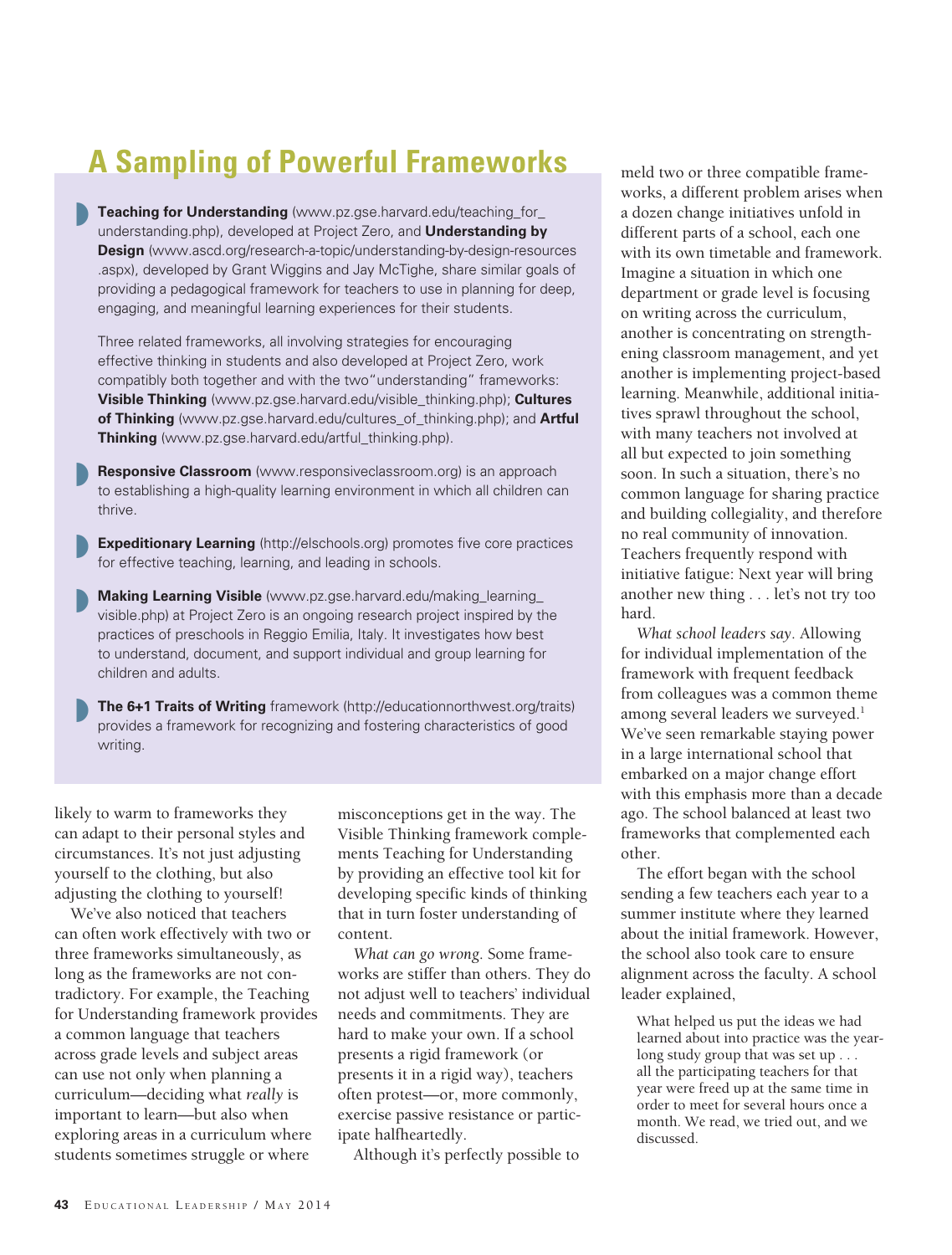## A Sampling of Powerful Frameworks

- **Teaching for Understanding** (www.pz.gse.harvard.edu/teaching_for_understanding.php), developed at Project Zero, and **Understanding by Design** (www.ascd.org/research-a-topic/understanding-by-design-resources.aspx), developed by Grant Wiggins and Jay McTighe, share similar goals of providing a pedagogical framework for teachers to use in planning for deep, engaging, and meaningful learning experiences for their students.

  Three related frameworks, all involving strategies for encouraging effective thinking in students and also developed at Project Zero, work compatibly both together and with the two "understanding" frameworks: **Visible Thinking** (www.pz.gse.harvard.edu/visible_thinking.php); **Cultures of Thinking** (www.pz.gse.harvard.edu/cultures_of_thinking.php); and **Artful Thinking** (www.pz.gse.harvard.edu/artful_thinking.php).

- **Responsive Classroom** (www.responsiveclassroom.org) is an approach to establishing a high-quality learning environment in which all children can thrive.

- **Expeditionary Learning** (http://elschools.org) promotes five core practices for effective teaching, learning, and leading in schools.

- **Making Learning Visible** (www.pz.gse.harvard.edu/making_learning_visible.php) at Project Zero is an ongoing research project inspired by the practices of preschools in Reggio Emilia, Italy. It investigates how best to understand, document, and support individual and group learning for children and adults.

- **The 6+1 Traits of Writing** framework (http://educationnorthwest.org/traits) provides a framework for recognizing and fostering characteristics of good writing.

likely to warm to frameworks they can adapt to their personal styles and circumstances. It's not just adjusting yourself to the clothing, but also adjusting the clothing to yourself!

We've also noticed that teachers can often work effectively with two or three frameworks simultaneously, as long as the frameworks are not contradictory. For example, the Teaching for Understanding framework provides a common language that teachers across grade levels and subject areas can use not only when planning a curriculum—deciding what *really* is important to learn—but also when exploring areas in a curriculum where students sometimes struggle or where misconceptions get in the way. The Visible Thinking framework complements Teaching for Understanding by providing an effective tool kit for developing specific kinds of thinking that in turn foster understanding of content.

*What can go wrong.* Some frameworks are stiffer than others. They do not adjust well to teachers' individual needs and commitments. They are hard to make your own. If a school presents a rigid framework (or presents it in a rigid way), teachers often protest—or, more commonly, exercise passive resistance or participate halfheartedly.

Although it's perfectly possible to meld two or three compatible frameworks, a different problem arises when a dozen change initiatives unfold in different parts of a school, each one with its own timetable and framework. Imagine a situation in which one department or grade level is focusing on writing across the curriculum, another is concentrating on strengthening classroom management, and yet another is implementing project-based learning. Meanwhile, additional initiatives sprawl throughout the school, with many teachers not involved at all but expected to join something soon. In such a situation, there's no common language for sharing practice and building collegiality, and therefore no real community of innovation. Teachers frequently respond with initiative fatigue: Next year will bring another new thing . . . let's not try too hard.

*What school leaders say.* Allowing for individual implementation of the framework with frequent feedback from colleagues was a common theme among several leaders we surveyed.[1] We've seen remarkable staying power in a large international school that embarked on a major change effort with this emphasis more than a decade ago. The school balanced at least two frameworks that complemented each other.

The effort began with the school sending a few teachers each year to a summer institute where they learned about the initial framework. However, the school also took care to ensure alignment across the faculty. A school leader explained,

> What helped us put the ideas we had learned about into practice was the year-long study group that was set up . . . all the participating teachers for that year were freed up at the same time in order to meet for several hours once a month. We read, we tried out, and we discussed.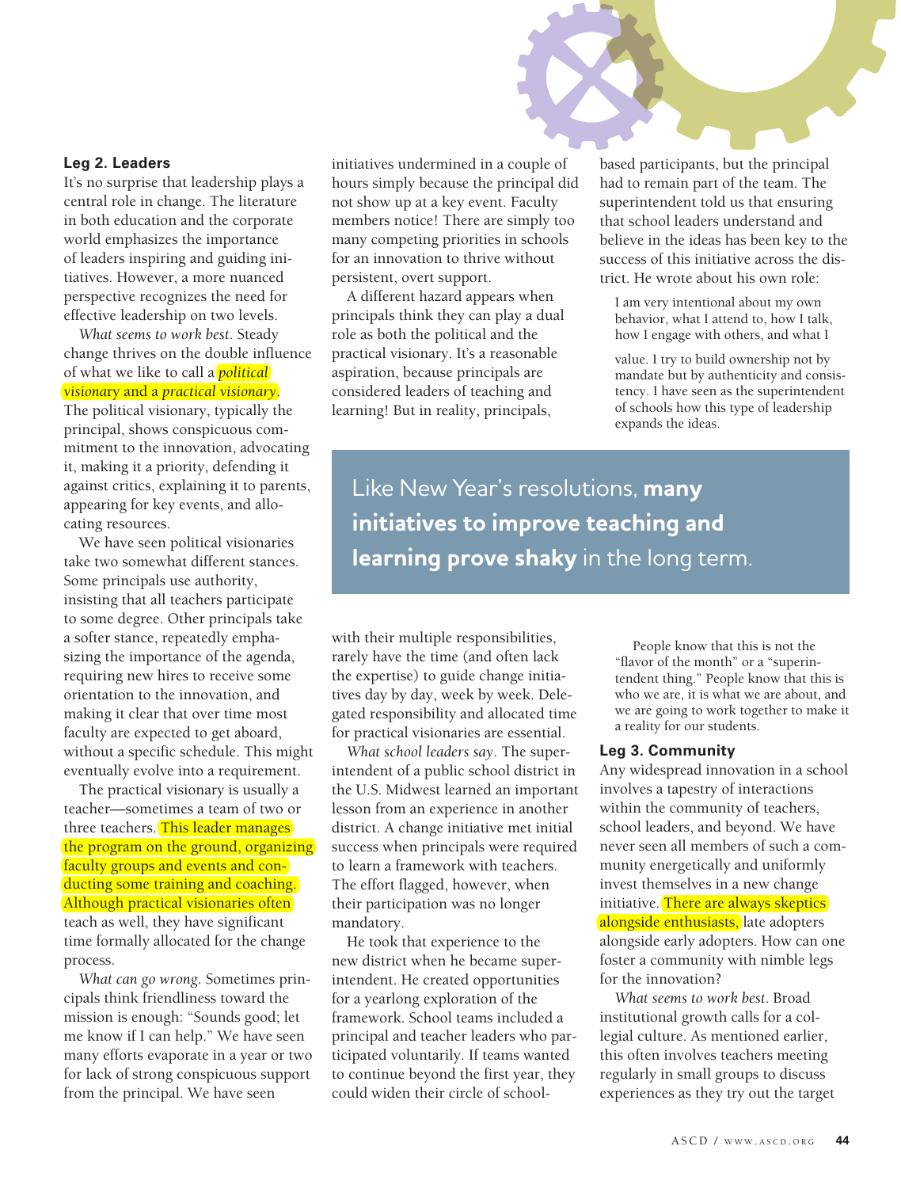### Leg 2. Leaders

It's no surprise that leadership plays a central role in change. The literature in both education and the corporate world emphasizes the importance of leaders inspiring and guiding initiatives. However, a more nuanced perspective recognizes the need for effective leadership on two levels.

*What seems to work best*. Steady change thrives on the double influence of what we like to call a *political visionary* and a *practical visionary*. The political visionary, typically the principal, shows conspicuous commitment to the innovation, advocating it, making it a priority, defending it against critics, explaining it to parents, appearing for key events, and allocating resources.

We have seen political visionaries take two somewhat different stances. Some principals use authority, insisting that all teachers participate to some degree. Other principals take a softer stance, repeatedly emphasizing the importance of the agenda, requiring new hires to receive some orientation to the innovation, and making it clear that over time most faculty are expected to get aboard, without a specific schedule. This might eventually evolve into a requirement.

The practical visionary is usually a teacher—sometimes a team of two or three teachers. This leader manages the program on the ground, organizing faculty groups and events and conducting some training and coaching. Although practical visionaries often teach as well, they have significant time formally allocated for the change process.

*What can go wrong*. Sometimes principals think friendliness toward the mission is enough: "Sounds good; let me know if I can help." We have seen many efforts evaporate in a year or two for lack of strong conspicuous support from the principal. We have seen initiatives undermined in a couple of hours simply because the principal did not show up at a key event. Faculty members notice! There are simply too many competing priorities in schools for an innovation to thrive without persistent, overt support.

A different hazard appears when principals think they can play a dual role as both the political and the practical visionary. It's a reasonable aspiration, because principals are considered leaders of teaching and learning! But in reality, principals, with their multiple responsibilities, rarely have the time (and often lack the expertise) to guide change initiatives day by day, week by week. Delegated responsibility and allocated time for practical visionaries are essential.

*What school leaders say*. The superintendent of a public school district in the U.S. Midwest learned an important lesson from an experience in another district. A change initiative met initial success when principals were required to learn a framework with teachers. The effort flagged, however, when their participation was no longer mandatory.

He took that experience to the new district when he became superintendent. He created opportunities for a yearlong exploration of the framework. School teams included a principal and teacher leaders who participated voluntarily. If teams wanted to continue beyond the first year, they could widen their circle of school-based participants, but the principal had to remain part of the team. The superintendent told us that ensuring that school leaders understand and believe in the ideas has been key to the success of this initiative across the district. He wrote about his own role:

> I am very intentional about my own behavior, what I attend to, how I talk, how I engage with others, and what I value. I try to build ownership not by mandate but by authenticity and consistency. I have seen as the superintendent of schools how this type of leadership expands the ideas.
>
> People know that this is not the "flavor of the month" or a "superintendent thing." People know that this is who we are, it is what we are about, and we are going to work together to make it a reality for our students.

Like New Year's resolutions, **many initiatives to improve teaching and learning prove shaky** in the long term.

### Leg 3. Community

Any widespread innovation in a school involves a tapestry of interactions within the community of teachers, school leaders, and beyond. We have never seen all members of such a community energetically and uniformly invest themselves in a new change initiative. There are always skeptics alongside enthusiasts, late adopters alongside early adopters. How can one foster a community with nimble legs for the innovation?

*What seems to work best*. Broad institutional growth calls for a collegial culture. As mentioned earlier, this often involves teachers meeting regularly in small groups to discuss experiences as they try out the target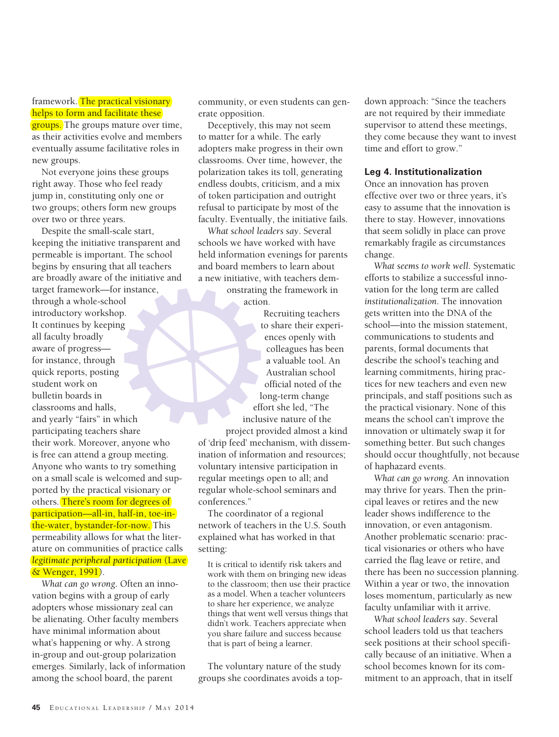framework. The practical visionary helps to form and facilitate these groups. The groups mature over time, as their activities evolve and members eventually assume facilitative roles in new groups.

Not everyone joins these groups right away. Those who feel ready jump in, constituting only one or two groups; others form new groups over two or three years.

Despite the small-scale start, keeping the initiative transparent and permeable is important. The school begins by ensuring that all teachers are broadly aware of the initiative and target framework—for instance, through a whole-school introductory workshop. It continues by keeping all faculty broadly aware of progress—for instance, through quick reports, posting student work on bulletin boards in classrooms and halls, and yearly "fairs" in which participating teachers share their work. Moreover, anyone who is free can attend a group meeting. Anyone who wants to try something on a small scale is welcomed and supported by the practical visionary or others. There's room for degrees of participation—all-in, half-in, toe-in-the-water, bystander-for-now. This permeability allows for what the literature on communities of practice calls *legitimate peripheral participation* (Lave & Wenger, 1991).

*What can go wrong.* Often an innovation begins with a group of early adopters whose missionary zeal can be alienating. Other faculty members have minimal information about what's happening or why. A strong in-group and out-group polarization emerges. Similarly, lack of information among the school board, the parent community, or even students can generate opposition.

Deceptively, this may not seem to matter for a while. The early adopters make progress in their own classrooms. Over time, however, the polarization takes its toll, generating endless doubts, criticism, and a mix of token participation and outright refusal to participate by most of the faculty. Eventually, the initiative fails.

*What school leaders say.* Several schools we have worked with have held information evenings for parents and board members to learn about a new initiative, with teachers demonstrating the framework in action.

Recruiting teachers to share their experiences openly with colleagues has been a valuable tool. An Australian school official noted of the long-term change effort she led, "The inclusive nature of the project provided almost a kind of 'drip feed' mechanism, with dissemination of information and resources; voluntary intensive participation in regular meetings open to all; and regular whole-school seminars and conferences."

The coordinator of a regional network of teachers in the U.S. South explained what has worked in that setting:

> It is critical to identify risk takers and work with them on bringing new ideas to the classroom; then use their practice as a model. When a teacher volunteers to share her experience, we analyze things that went well versus things that didn't work. Teachers appreciate when you share failure and success because that is part of being a learner.

The voluntary nature of the study groups she coordinates avoids a top-down approach: "Since the teachers are not required by their immediate supervisor to attend these meetings, they come because they want to invest time and effort to grow."

### Leg 4. Institutionalization

Once an innovation has proven effective over two or three years, it's easy to assume that the innovation is there to stay. However, innovations that seem solidly in place can prove remarkably fragile as circumstances change.

*What seems to work well.* Systematic efforts to stabilize a successful innovation for the long term are called *institutionalization*. The innovation gets written into the DNA of the school—into the mission statement, communications to students and parents, formal documents that describe the school's teaching and learning commitments, hiring practices for new teachers and even new principals, and staff positions such as the practical visionary. None of this means the school can't improve the innovation or ultimately swap it for something better. But such changes should occur thoughtfully, not because of haphazard events.

*What can go wrong.* An innovation may thrive for years. Then the principal leaves or retires and the new leader shows indifference to the innovation, or even antagonism. Another problematic scenario: practical visionaries or others who have carried the flag leave or retire, and there has been no succession planning. Within a year or two, the innovation loses momentum, particularly as new faculty unfamiliar with it arrive.

*What school leaders say.* Several school leaders told us that teachers seek positions at their school specifically because of an initiative. When a school becomes known for its commitment to an approach, that in itself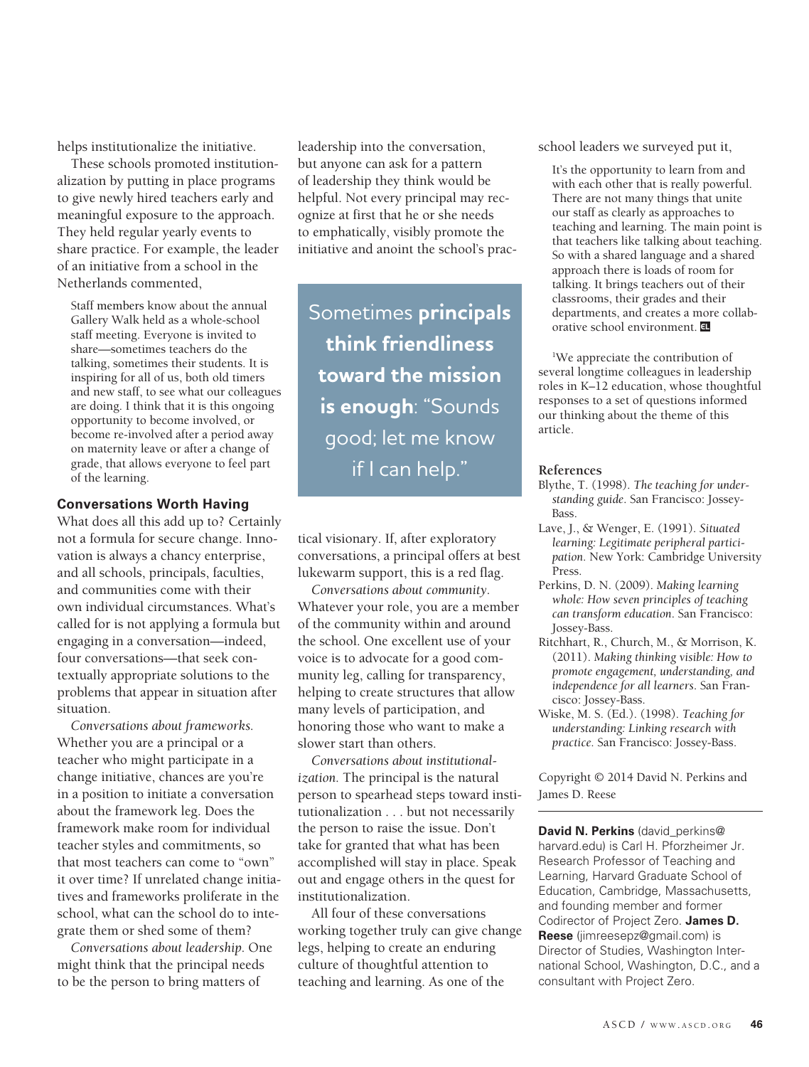helps institutionalize the initiative.

These schools promoted institutionalization by putting in place programs to give newly hired teachers early and meaningful exposure to the approach. They held regular yearly events to share practice. For example, the leader of an initiative from a school in the Netherlands commented,

> Staff members know about the annual Gallery Walk held as a whole-school staff meeting. Everyone is invited to share—sometimes teachers do the talking, sometimes their students. It is inspiring for all of us, both old timers and new staff, to see what our colleagues are doing. I think that it is this ongoing opportunity to become involved, or become re-involved after a period away on maternity leave or after a change of grade, that allows everyone to feel part of the learning.

### Conversations Worth Having

What does all this add up to? Certainly not a formula for secure change. Innovation is always a chancy enterprise, and all schools, principals, faculties, and communities come with their own individual circumstances. What's called for is not applying a formula but engaging in a conversation—indeed, four conversations—that seek contextually appropriate solutions to the problems that appear in situation after situation.

*Conversations about frameworks.* Whether you are a principal or a teacher who might participate in a change initiative, chances are you're in a position to initiate a conversation about the framework leg. Does the framework make room for individual teacher styles and commitments, so that most teachers can come to "own" it over time? If unrelated change initiatives and frameworks proliferate in the school, what can the school do to integrate them or shed some of them?

*Conversations about leadership.* One might think that the principal needs to be the person to bring matters of leadership into the conversation, but anyone can ask for a pattern of leadership they think would be helpful. Not every principal may recognize at first that he or she needs to emphatically, visibly promote the initiative and anoint the school's practical visionary. If, after exploratory conversations, a principal offers at best lukewarm support, this is a red flag.

> Sometimes **principals think friendliness toward the mission is enough**: "Sounds good; let me know if I can help."

*Conversations about community.* Whatever your role, you are a member of the community within and around the school. One excellent use of your voice is to advocate for a good community leg, calling for transparency, helping to create structures that allow many levels of participation, and honoring those who want to make a slower start than others.

*Conversations about institutionalization.* The principal is the natural person to spearhead steps toward institutionalization . . . but not necessarily the person to raise the issue. Don't take for granted that what has been accomplished will stay in place. Speak out and engage others in the quest for institutionalization.

All four of these conversations working together truly can give change legs, helping to create an enduring culture of thoughtful attention to teaching and learning. As one of the school leaders we surveyed put it,

> It's the opportunity to learn from and with each other that is really powerful. There are not many things that unite our staff as clearly as approaches to teaching and learning. The main point is that teachers like talking about teaching. So with a shared language and a shared approach there is loads of room for talking. It brings teachers out of their classrooms, their grades and their departments, and creates a more collaborative school environment. EL

[1]We appreciate the contribution of several longtime colleagues in leadership roles in K–12 education, whose thoughtful responses to a set of questions informed our thinking about the theme of this article.

### References

Blythe, T. (1998). *The teaching for understanding guide*. San Francisco: Jossey-Bass.

Lave, J., & Wenger, E. (1991). *Situated learning: Legitimate peripheral participation*. New York: Cambridge University Press.

Perkins, D. N. (2009). *Making learning whole: How seven principles of teaching can transform education*. San Francisco: Jossey-Bass.

Ritchhart, R., Church, M., & Morrison, K. (2011). *Making thinking visible: How to promote engagement, understanding, and independence for all learners*. San Francisco: Jossey-Bass.

Wiske, M. S. (Ed.). (1998). *Teaching for understanding: Linking research with practice*. San Francisco: Jossey-Bass.

Copyright © 2014 David N. Perkins and James D. Reese

**David N. Perkins** (david_perkins@harvard.edu) is Carl H. Pforzheimer Jr. Research Professor of Teaching and Learning, Harvard Graduate School of Education, Cambridge, Massachusetts, and founding member and former Codirector of Project Zero. **James D. Reese** (jimreesepz@gmail.com) is Director of Studies, Washington International School, Washington, D.C., and a consultant with Project Zero.